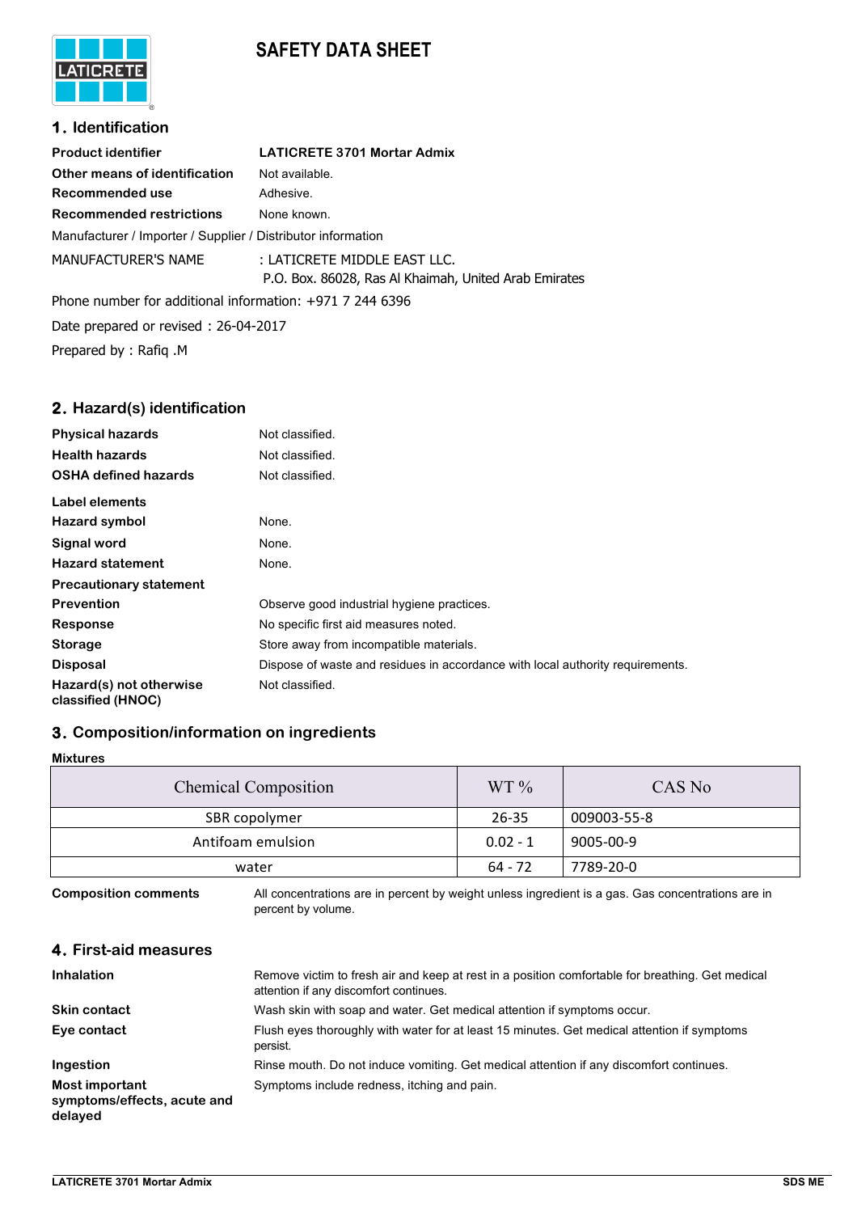# SAFETY DATA SHEET

## 1. Identification

| | |
|---|---|
| **Product identifier** | **LATICRETE 3701 Mortar Admix** |
| **Other means of identification** | Not available. |
| **Recommended use** | Adhesive. |
| **Recommended restrictions** | None known. |

Manufacturer / Importer / Supplier / Distributor information

MANUFACTURER'S NAME : LATICRETE MIDDLE EAST LLC.
P.O. Box. 86028, Ras Al Khaimah, United Arab Emirates

Phone number for additional information: +971 7 244 6396

Date prepared or revised : 26-04-2017

Prepared by : Rafiq .M

## 2. Hazard(s) identification

| | |
|---|---|
| **Physical hazards** | Not classified. |
| **Health hazards** | Not classified. |
| **OSHA defined hazards** | Not classified. |

**Label elements**

| | |
|---|---|
| **Hazard symbol** | None. |
| **Signal word** | None. |
| **Hazard statement** | None. |

**Precautionary statement**

| | |
|---|---|
| **Prevention** | Observe good industrial hygiene practices. |
| **Response** | No specific first aid measures noted. |
| **Storage** | Store away from incompatible materials. |
| **Disposal** | Dispose of waste and residues in accordance with local authority requirements. |
| **Hazard(s) not otherwise classified (HNOC)** | Not classified. |

## 3. Composition/information on ingredients

**Mixtures**

| Chemical Composition | WT % | CAS No |
|---|---|---|
| SBR copolymer | 26-35 | 009003-55-8 |
| Antifoam emulsion | 0.02 - 1 | 9005-00-9 |
| water | 64 - 72 | 7789-20-0 |

**Composition comments** All concentrations are in percent by weight unless ingredient is a gas. Gas concentrations are in percent by volume.

## 4. First-aid measures

| | |
|---|---|
| **Inhalation** | Remove victim to fresh air and keep at rest in a position comfortable for breathing. Get medical attention if any discomfort continues. |
| **Skin contact** | Wash skin with soap and water. Get medical attention if symptoms occur. |
| **Eye contact** | Flush eyes thoroughly with water for at least 15 minutes. Get medical attention if symptoms persist. |
| **Ingestion** | Rinse mouth. Do not induce vomiting. Get medical attention if any discomfort continues. |
| **Most important symptoms/effects, acute and delayed** | Symptoms include redness, itching and pain. |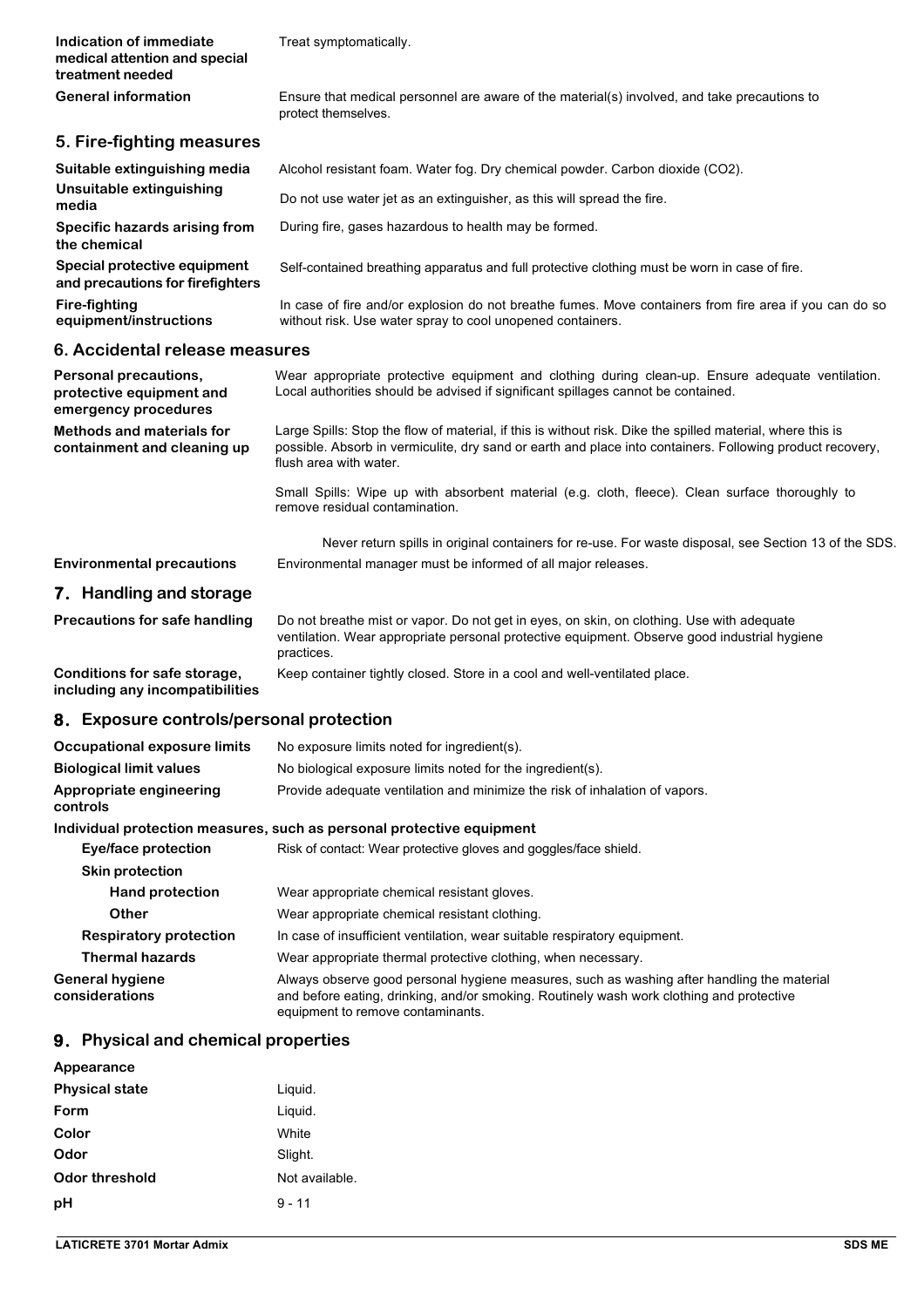| | |
|---|---|
| **Indication of immediate medical attention and special treatment needed** | Treat symptomatically. |
| **General information** | Ensure that medical personnel are aware of the material(s) involved, and take precautions to protect themselves. |

## 5. Fire-fighting measures

| | |
|---|---|
| **Suitable extinguishing media** | Alcohol resistant foam. Water fog. Dry chemical powder. Carbon dioxide ($CO_2$). |
| **Unsuitable extinguishing media** | Do not use water jet as an extinguisher, as this will spread the fire. |
| **Specific hazards arising from the chemical** | During fire, gases hazardous to health may be formed. |
| **Special protective equipment and precautions for firefighters** | Self-contained breathing apparatus and full protective clothing must be worn in case of fire. |
| **Fire-fighting equipment/instructions** | In case of fire and/or explosion do not breathe fumes. Move containers from fire area if you can do so without risk. Use water spray to cool unopened containers. |

## 6. Accidental release measures

| | |
|---|---|
| **Personal precautions, protective equipment and emergency procedures** | Wear appropriate protective equipment and clothing during clean-up. Ensure adequate ventilation. Local authorities should be advised if significant spillages cannot be contained. |
| **Methods and materials for containment and cleaning up** | Large Spills: Stop the flow of material, if this is without risk. Dike the spilled material, where this is possible. Absorb in vermiculite, dry sand or earth and place into containers. Following product recovery, flush area with water.<br><br>Small Spills: Wipe up with absorbent material (e.g. cloth, fleece). Clean surface thoroughly to remove residual contamination.<br><br>Never return spills in original containers for re-use. For waste disposal, see Section 13 of the SDS. |
| **Environmental precautions** | Environmental manager must be informed of all major releases. |

## 7. Handling and storage

| | |
|---|---|
| **Precautions for safe handling** | Do not breathe mist or vapor. Do not get in eyes, on skin, on clothing. Use with adequate ventilation. Wear appropriate personal protective equipment. Observe good industrial hygiene practices. |
| **Conditions for safe storage, including any incompatibilities** | Keep container tightly closed. Store in a cool and well-ventilated place. |

## 8. Exposure controls/personal protection

| | |
|---|---|
| **Occupational exposure limits** | No exposure limits noted for ingredient(s). |
| **Biological limit values** | No biological exposure limits noted for the ingredient(s). |
| **Appropriate engineering controls** | Provide adequate ventilation and minimize the risk of inhalation of vapors. |

**Individual protection measures, such as personal protective equipment**

| | |
|---|---|
| **Eye/face protection** | Risk of contact: Wear protective gloves and goggles/face shield. |
| **Skin protection** | |
| **Hand protection** | Wear appropriate chemical resistant gloves. |
| **Other** | Wear appropriate chemical resistant clothing. |
| **Respiratory protection** | In case of insufficient ventilation, wear suitable respiratory equipment. |
| **Thermal hazards** | Wear appropriate thermal protective clothing, when necessary. |
| **General hygiene considerations** | Always observe good personal hygiene measures, such as washing after handling the material and before eating, drinking, and/or smoking. Routinely wash work clothing and protective equipment to remove contaminants. |

## 9. Physical and chemical properties

| | |
|---|---|
| **Appearance** | |
| **Physical state** | Liquid. |
| **Form** | Liquid. |
| **Color** | White |
| **Odor** | Slight. |
| **Odor threshold** | Not available. |
| **pH** | 9 - 11 |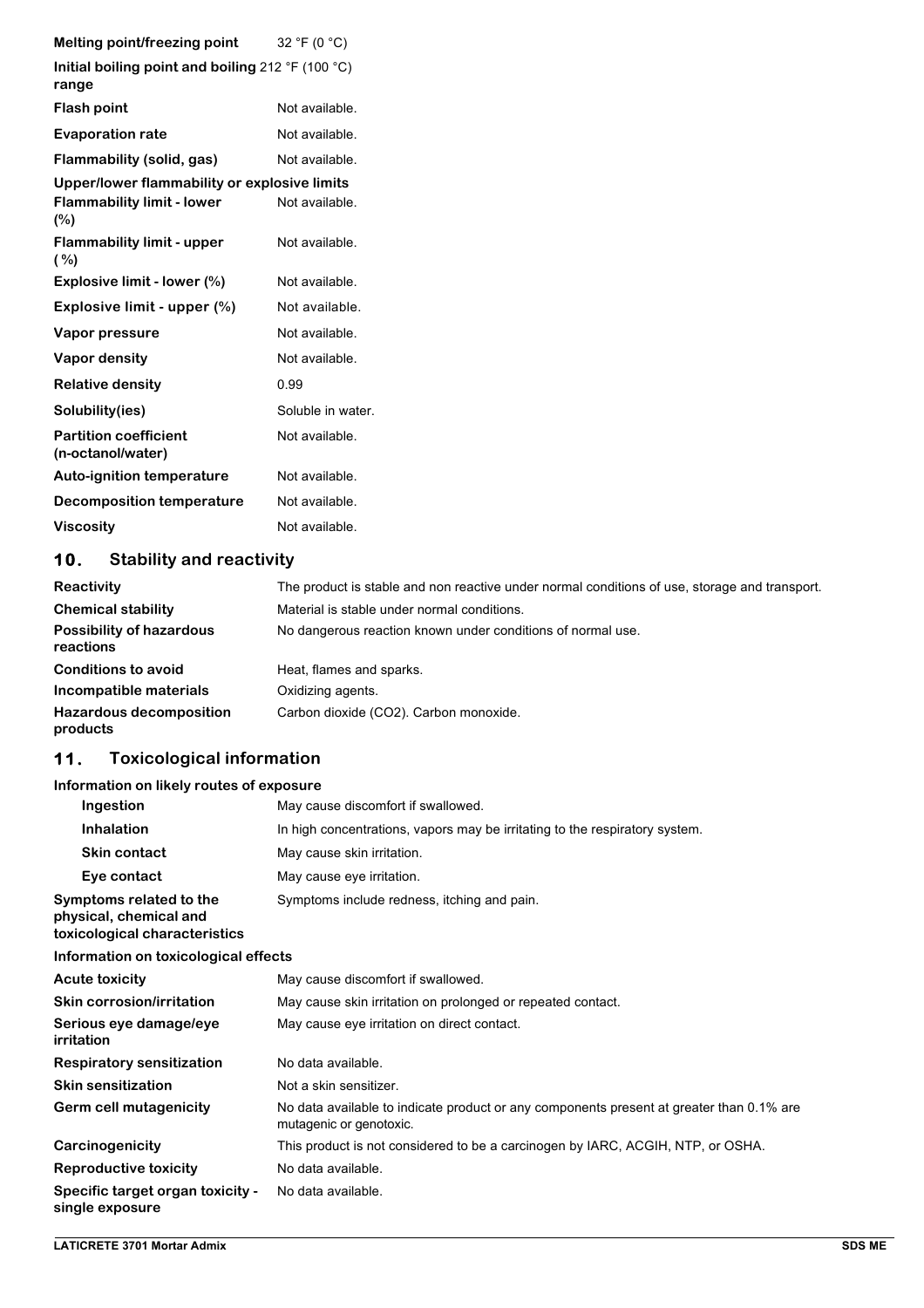| | |
|---|---|
| **Melting point/freezing point** | 32 °F (0 °C) |
| **Initial boiling point and boiling range** | 212 °F (100 °C) |
| **Flash point** | Not available. |
| **Evaporation rate** | Not available. |
| **Flammability (solid, gas)** | Not available. |
| **Upper/lower flammability or explosive limits** | |
| **Flammability limit - lower (%)** | Not available. |
| **Flammability limit - upper (%)** | Not available. |
| **Explosive limit - lower (%)** | Not available. |
| **Explosive limit - upper (%)** | Not available. |
| **Vapor pressure** | Not available. |
| **Vapor density** | Not available. |
| **Relative density** | 0.99 |
| **Solubility(ies)** | Soluble in water. |
| **Partition coefficient (n-octanol/water)** | Not available. |
| **Auto-ignition temperature** | Not available. |
| **Decomposition temperature** | Not available. |
| **Viscosity** | Not available. |

## 10. Stability and reactivity

| | |
|---|---|
| **Reactivity** | The product is stable and non reactive under normal conditions of use, storage and transport. |
| **Chemical stability** | Material is stable under normal conditions. |
| **Possibility of hazardous reactions** | No dangerous reaction known under conditions of normal use. |
| **Conditions to avoid** | Heat, flames and sparks. |
| **Incompatible materials** | Oxidizing agents. |
| **Hazardous decomposition products** | Carbon dioxide ($CO_2$). Carbon monoxide. |

## 11. Toxicological information

**Information on likely routes of exposure**

| | |
|---|---|
| **Ingestion** | May cause discomfort if swallowed. |
| **Inhalation** | In high concentrations, vapors may be irritating to the respiratory system. |
| **Skin contact** | May cause skin irritation. |
| **Eye contact** | May cause eye irritation. |
| **Symptoms related to the physical, chemical and toxicological characteristics** | Symptoms include redness, itching and pain. |

**Information on toxicological effects**

| | |
|---|---|
| **Acute toxicity** | May cause discomfort if swallowed. |
| **Skin corrosion/irritation** | May cause skin irritation on prolonged or repeated contact. |
| **Serious eye damage/eye irritation** | May cause eye irritation on direct contact. |
| **Respiratory sensitization** | No data available. |
| **Skin sensitization** | Not a skin sensitizer. |
| **Germ cell mutagenicity** | No data available to indicate product or any components present at greater than 0.1% are mutagenic or genotoxic. |
| **Carcinogenicity** | This product is not considered to be a carcinogen by IARC, ACGIH, NTP, or OSHA. |
| **Reproductive toxicity** | No data available. |
| **Specific target organ toxicity - single exposure** | No data available. |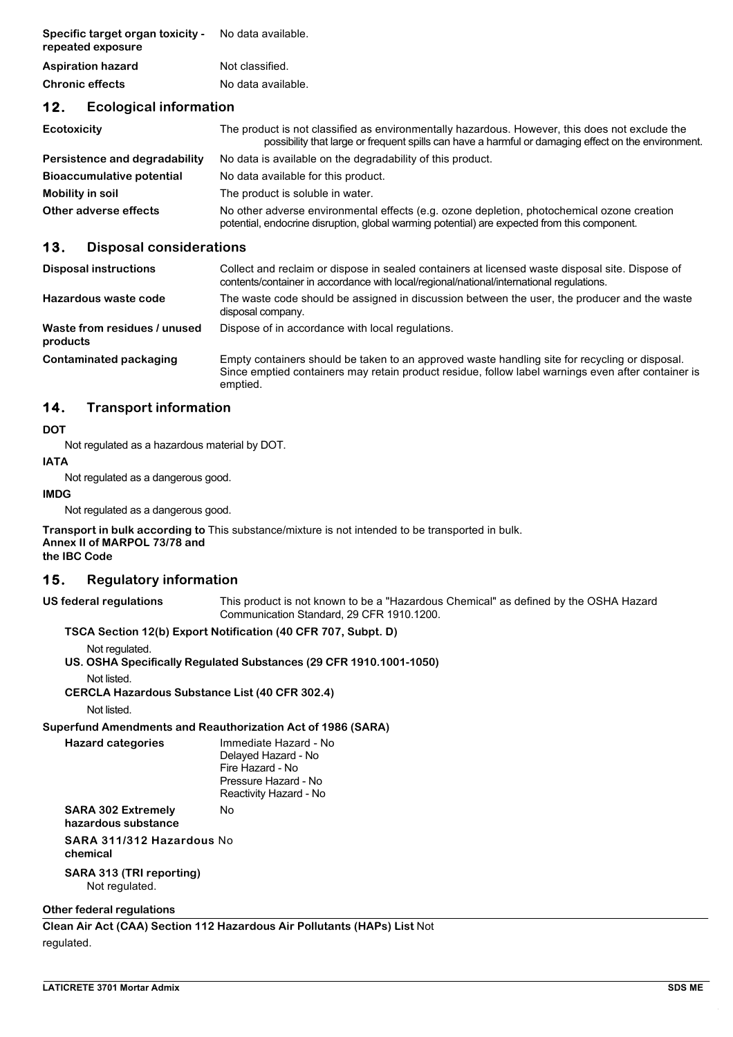**Specific target organ toxicity - repeated exposure** No data available.

**Aspiration hazard** Not classified.

**Chronic effects** No data available.

## 12. Ecological information

| | |
|---|---|
| **Ecotoxicity** | The product is not classified as environmentally hazardous. However, this does not exclude the possibility that large or frequent spills can have a harmful or damaging effect on the environment. |
| **Persistence and degradability** | No data is available on the degradability of this product. |
| **Bioaccumulative potential** | No data available for this product. |
| **Mobility in soil** | The product is soluble in water. |
| **Other adverse effects** | No other adverse environmental effects (e.g. ozone depletion, photochemical ozone creation potential, endocrine disruption, global warming potential) are expected from this component. |

## 13. Disposal considerations

| | |
|---|---|
| **Disposal instructions** | Collect and reclaim or dispose in sealed containers at licensed waste disposal site. Dispose of contents/container in accordance with local/regional/national/international regulations. |
| **Hazardous waste code** | The waste code should be assigned in discussion between the user, the producer and the waste disposal company. |
| **Waste from residues / unused products** | Dispose of in accordance with local regulations. |
| **Contaminated packaging** | Empty containers should be taken to an approved waste handling site for recycling or disposal. Since emptied containers may retain product residue, follow label warnings even after container is emptied. |

## 14. Transport information

**DOT**

Not regulated as a hazardous material by DOT.

**IATA**

Not regulated as a dangerous good.

**IMDG**

Not regulated as a dangerous good.

**Transport in bulk according to Annex II of MARPOL 73/78 and the IBC Code** This substance/mixture is not intended to be transported in bulk.

## 15. Regulatory information

**US federal regulations** This product is not known to be a "Hazardous Chemical" as defined by the OSHA Hazard Communication Standard, 29 CFR 1910.1200.

**TSCA Section 12(b) Export Notification (40 CFR 707, Subpt. D)**

Not regulated.

**US. OSHA Specifically Regulated Substances (29 CFR 1910.1001-1050)**

Not listed.

**CERCLA Hazardous Substance List (40 CFR 302.4)**

Not listed.

**Superfund Amendments and Reauthorization Act of 1986 (SARA)**

**Hazard categories**

Immediate Hazard - No
Delayed Hazard - No
Fire Hazard - No
Pressure Hazard - No
Reactivity Hazard - No

**SARA 302 Extremely hazardous substance** No

**SARA 311/312 Hazardous chemical** No

**SARA 313 (TRI reporting)**

Not regulated.

**Other federal regulations**

**Clean Air Act (CAA) Section 112 Hazardous Air Pollutants (HAPs) List** Not regulated.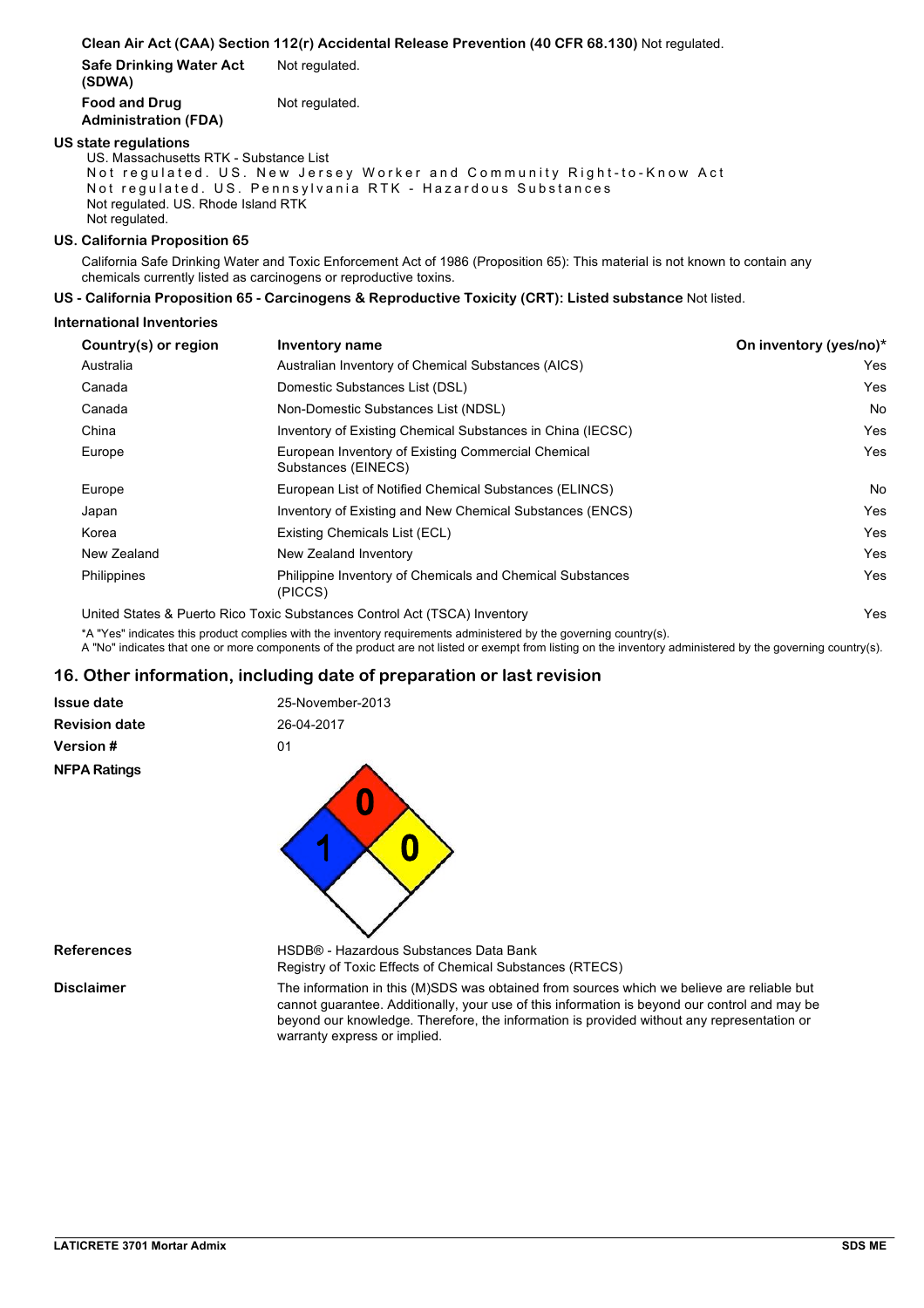**Clean Air Act (CAA) Section 112(r) Accidental Release Prevention (40 CFR 68.130)** Not regulated.

**Safe Drinking Water Act (SDWA)** Not regulated.

**Food and Drug Administration (FDA)** Not regulated.

**US state regulations**

US. Massachusetts RTK - Substance List
Not regulated. US. New Jersey Worker and Community Right-to-Know Act
Not regulated. US. Pennsylvania RTK - Hazardous Substances
Not regulated. US. Rhode Island RTK
Not regulated.

**US. California Proposition 65**

California Safe Drinking Water and Toxic Enforcement Act of 1986 (Proposition 65): This material is not known to contain any chemicals currently listed as carcinogens or reproductive toxins.

**US - California Proposition 65 - Carcinogens & Reproductive Toxicity (CRT): Listed substance** Not listed.

**International Inventories**

| Country(s) or region | Inventory name | On inventory (yes/no)* |
|---|---|---|
| Australia | Australian Inventory of Chemical Substances (AICS) | Yes |
| Canada | Domestic Substances List (DSL) | Yes |
| Canada | Non-Domestic Substances List (NDSL) | No |
| China | Inventory of Existing Chemical Substances in China (IECSC) | Yes |
| Europe | European Inventory of Existing Commercial Chemical Substances (EINECS) | Yes |
| Europe | European List of Notified Chemical Substances (ELINCS) | No |
| Japan | Inventory of Existing and New Chemical Substances (ENCS) | Yes |
| Korea | Existing Chemicals List (ECL) | Yes |
| New Zealand | New Zealand Inventory | Yes |
| Philippines | Philippine Inventory of Chemicals and Chemical Substances (PICCS) | Yes |
| United States & Puerto Rico | Toxic Substances Control Act (TSCA) Inventory | Yes |

*A "Yes" indicates this product complies with the inventory requirements administered by the governing country(s).
A "No" indicates that one or more components of the product are not listed or exempt from listing on the inventory administered by the governing country(s).

## 16. Other information, including date of preparation or last revision

**Issue date** 25-November-2013

**Revision date** 26-04-2017

**Version #** 01

**NFPA Ratings**

0
1 0

**References** HSDB® - Hazardous Substances Data Bank
Registry of Toxic Effects of Chemical Substances (RTECS)

**Disclaimer** The information in this (M)SDS was obtained from sources which we believe are reliable but cannot guarantee. Additionally, your use of this information is beyond our control and may be beyond our knowledge. Therefore, the information is provided without any representation or warranty express or implied.